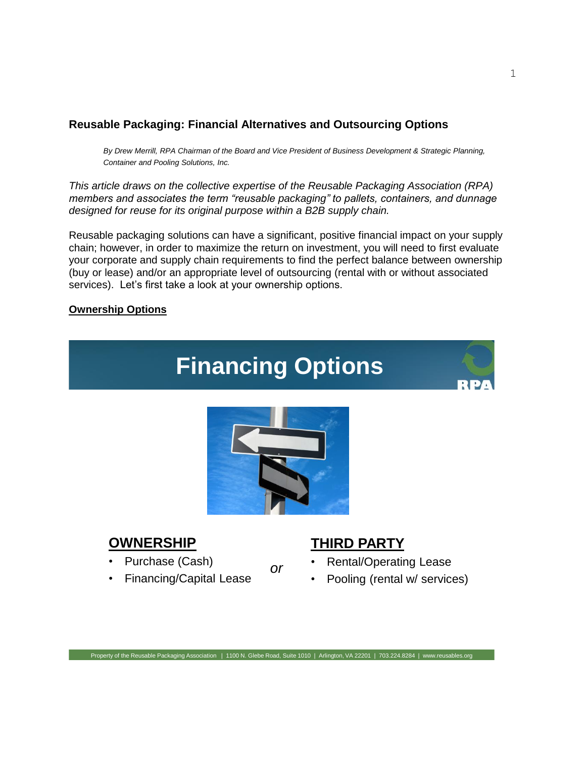# Reusable Packaging: Financial Alternatives and Outsourcing Options

*By Drew Merrill, RPA Chairman of the Board and Vice President of Business Development & Strategic Planning, Container and Pooling Solutions, Inc.*

*This article draws on the collective expertise of the Reusable Packaging Association (RPA) members and associates the term "reusable packaging" to pallets, containers, and dunnage designed for reuse for its original purpose within a B2B supply chain.*

Reusable packaging solutions can have a significant, positive financial impact on your supply chain; however, in order to maximize the return on investment, you will need to first evaluate your corporate and supply chain requirements to find the perfect balance between ownership (buy or lease) and/or an appropriate level of outsourcing (rental with or without associated services). Let's first take a look at your ownership options.

## Ownership Options

**Financing Options**

**OWNERSHIP**

- Purchase (Cash)
- Financing/Capital Lease

*or*

**THIRD PARTY**

- Rental/Operating Lease
- Pooling (rental w/ services)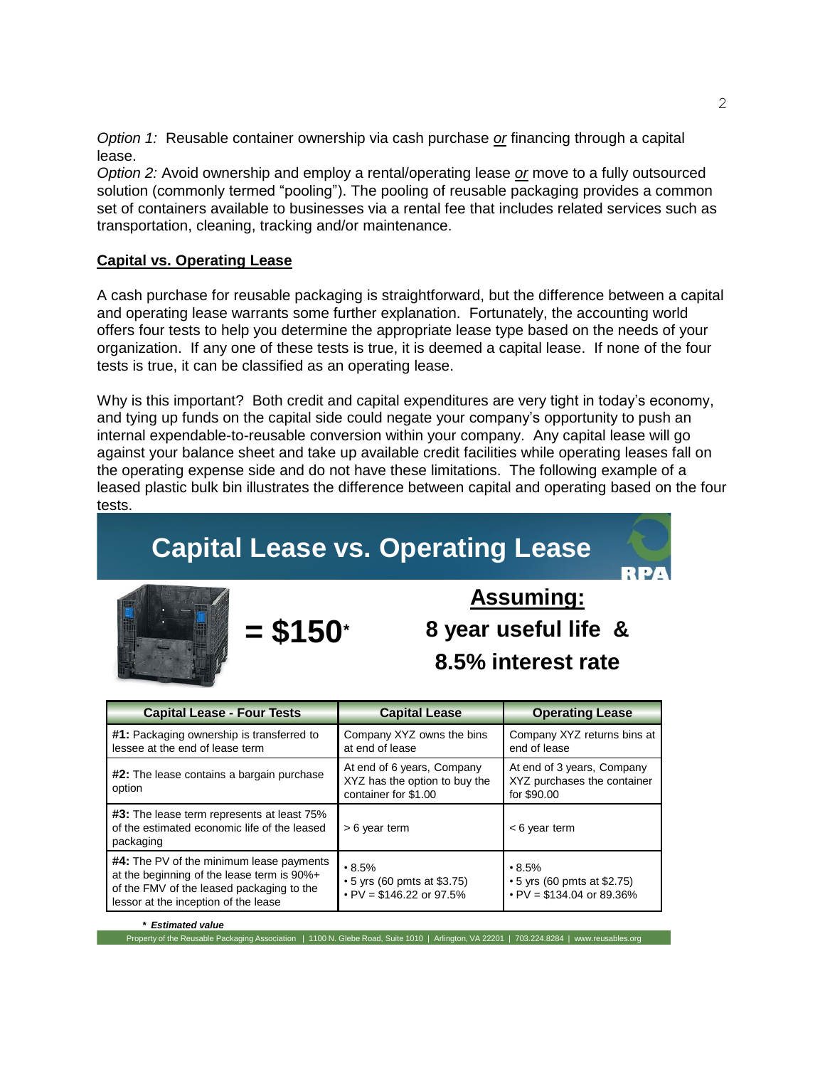*Option 1:* Reusable container ownership via cash purchase *or* financing through a capital lease.
*Option 2:* Avoid ownership and employ a rental/operating lease *or* move to a fully outsourced solution (commonly termed "pooling"). The pooling of reusable packaging provides a common set of containers available to businesses via a rental fee that includes related services such as transportation, cleaning, tracking and/or maintenance.

## Capital vs. Operating Lease

A cash purchase for reusable packaging is straightforward, but the difference between a capital and operating lease warrants some further explanation. Fortunately, the accounting world offers four tests to help you determine the appropriate lease type based on the needs of your organization. If any one of these tests is true, it is deemed a capital lease. If none of the four tests is true, it can be classified as an operating lease.

Why is this important? Both credit and capital expenditures are very tight in today's economy, and tying up funds on the capital side could negate your company's opportunity to push an internal expendable-to-reusable conversion within your company. Any capital lease will go against your balance sheet and take up available credit facilities while operating leases fall on the operating expense side and do not have these limitations. The following example of a leased plastic bulk bin illustrates the difference between capital and operating based on the four tests.

### Capital Lease vs. Operating Lease

**= $150***

**Assuming:**
**8 year useful life & 8.5% interest rate**

| Capital Lease - Four Tests | Capital Lease | Operating Lease |
|---|---|---|
| **#1:** Packaging ownership is transferred to lessee at the end of lease term | Company XYZ owns the bins at end of lease | Company XYZ returns bins at end of lease |
| **#2:** The lease contains a bargain purchase option | At end of 6 years, Company XYZ has the option to buy the container for $1.00 | At end of 3 years, Company XYZ purchases the container for $90.00 |
| **#3:** The lease term represents at least 75% of the estimated economic life of the leased packaging | > 6 year term | < 6 year term |
| **#4:** The PV of the minimum lease payments at the beginning of the lease term is 90%+ of the FMV of the leased packaging to the lessor at the inception of the lease | • 8.5%<br>• 5 yrs (60 pmts at $3.75)<br>• PV = $146.22 or 97.5% | • 8.5%<br>• 5 yrs (60 pmts at $2.75)<br>• PV = $134.04 or 89.36% |

*** Estimated value**

Property of the Reusable Packaging Association | 1100 N. Glebe Road, Suite 1010 | Arlington, VA 22201 | 703.224.8284 | www.reusables.org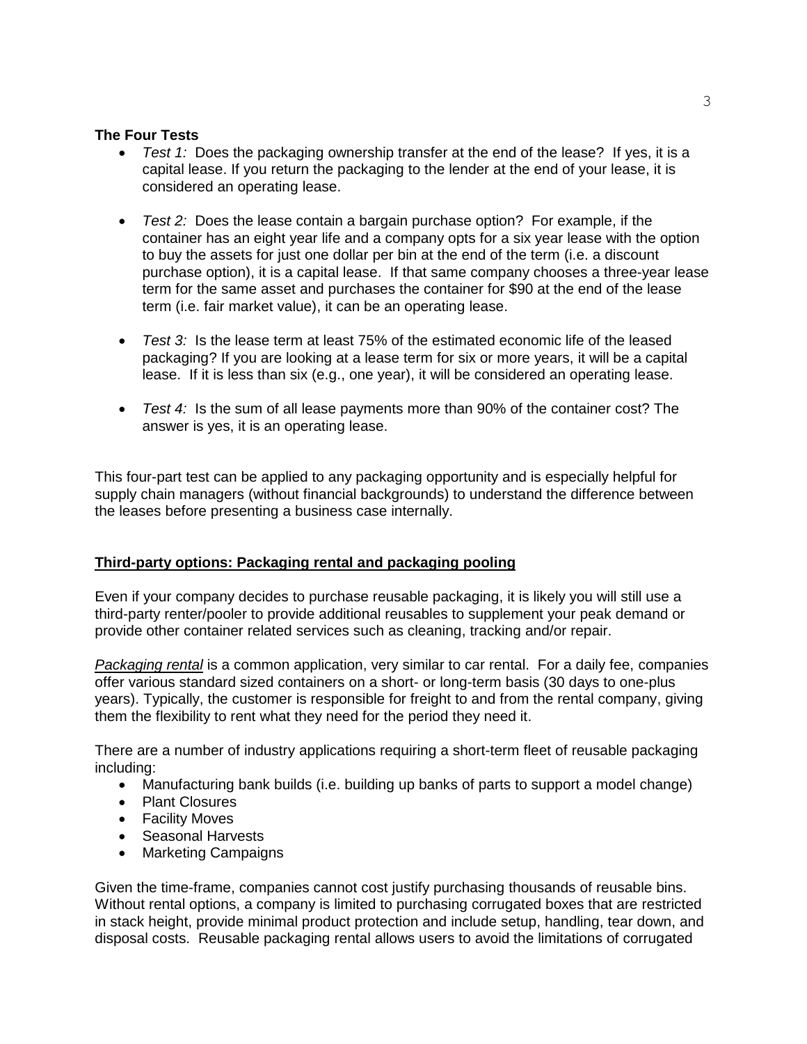**The Four Tests**

- *Test 1:* Does the packaging ownership transfer at the end of the lease? If yes, it is a capital lease. If you return the packaging to the lender at the end of your lease, it is considered an operating lease.

- *Test 2:* Does the lease contain a bargain purchase option? For example, if the container has an eight year life and a company opts for a six year lease with the option to buy the assets for just one dollar per bin at the end of the term (i.e. a discount purchase option), it is a capital lease. If that same company chooses a three-year lease term for the same asset and purchases the container for $90 at the end of the lease term (i.e. fair market value), it can be an operating lease.

- *Test 3:* Is the lease term at least 75% of the estimated economic life of the leased packaging? If you are looking at a lease term for six or more years, it will be a capital lease. If it is less than six (e.g., one year), it will be considered an operating lease.

- *Test 4:* Is the sum of all lease payments more than 90% of the container cost? The answer is yes, it is an operating lease.

This four-part test can be applied to any packaging opportunity and is especially helpful for supply chain managers (without financial backgrounds) to understand the difference between the leases before presenting a business case internally.

**Third-party options: Packaging rental and packaging pooling**

Even if your company decides to purchase reusable packaging, it is likely you will still use a third-party renter/pooler to provide additional reusables to supplement your peak demand or provide other container related services such as cleaning, tracking and/or repair.

*Packaging rental* is a common application, very similar to car rental. For a daily fee, companies offer various standard sized containers on a short- or long-term basis (30 days to one-plus years). Typically, the customer is responsible for freight to and from the rental company, giving them the flexibility to rent what they need for the period they need it.

There are a number of industry applications requiring a short-term fleet of reusable packaging including:

- Manufacturing bank builds (i.e. building up banks of parts to support a model change)
- Plant Closures
- Facility Moves
- Seasonal Harvests
- Marketing Campaigns

Given the time-frame, companies cannot cost justify purchasing thousands of reusable bins. Without rental options, a company is limited to purchasing corrugated boxes that are restricted in stack height, provide minimal product protection and include setup, handling, tear down, and disposal costs. Reusable packaging rental allows users to avoid the limitations of corrugated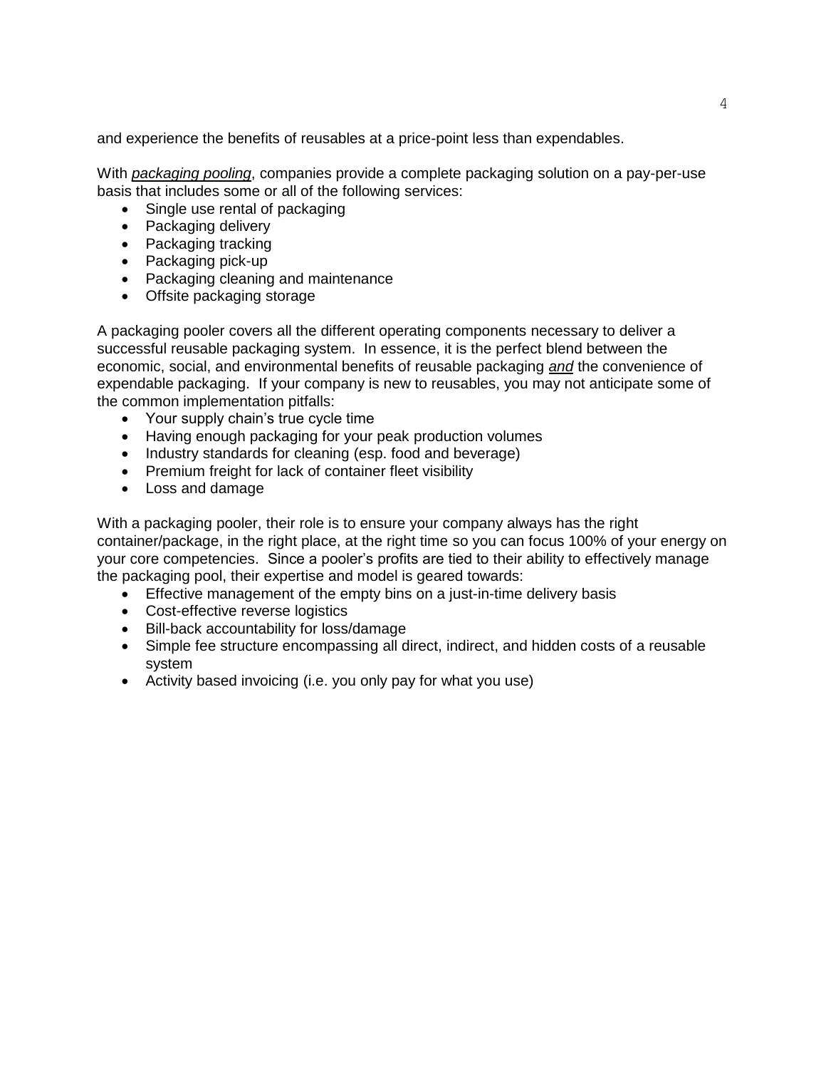and experience the benefits of reusables at a price-point less than expendables.

With ***packaging pooling***, companies provide a complete packaging solution on a pay-per-use basis that includes some or all of the following services:

- Single use rental of packaging
- Packaging delivery
- Packaging tracking
- Packaging pick-up
- Packaging cleaning and maintenance
- Offsite packaging storage

A packaging pooler covers all the different operating components necessary to deliver a successful reusable packaging system. In essence, it is the perfect blend between the economic, social, and environmental benefits of reusable packaging ***and*** the convenience of expendable packaging. If your company is new to reusables, you may not anticipate some of the common implementation pitfalls:

- Your supply chain's true cycle time
- Having enough packaging for your peak production volumes
- Industry standards for cleaning (esp. food and beverage)
- Premium freight for lack of container fleet visibility
- Loss and damage

With a packaging pooler, their role is to ensure your company always has the right container/package, in the right place, at the right time so you can focus 100% of your energy on your core competencies. Since a pooler's profits are tied to their ability to effectively manage the packaging pool, their expertise and model is geared towards:

- Effective management of the empty bins on a just-in-time delivery basis
- Cost-effective reverse logistics
- Bill-back accountability for loss/damage
- Simple fee structure encompassing all direct, indirect, and hidden costs of a reusable system
- Activity based invoicing (i.e. you only pay for what you use)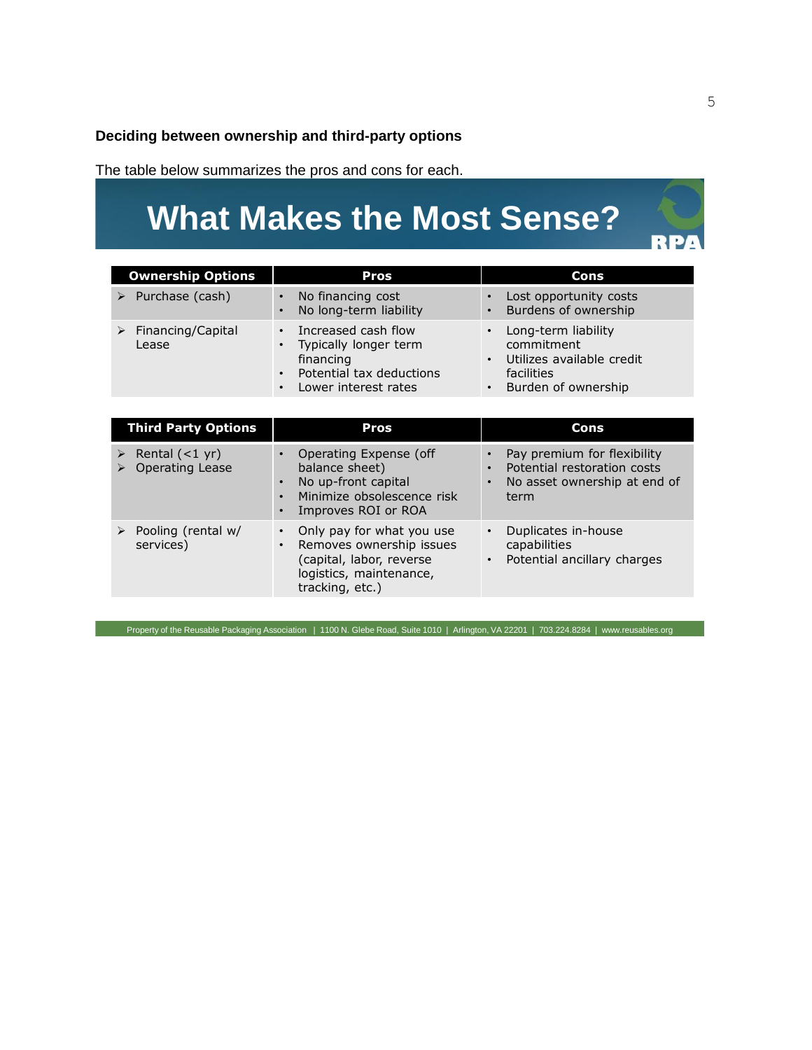**Deciding between ownership and third-party options**

The table below summarizes the pros and cons for each.

## What Makes the Most Sense?

| Ownership Options | Pros | Cons |
| --- | --- | --- |
| ➢ Purchase (cash) | • No financing cost<br>• No long-term liability | • Lost opportunity costs<br>• Burdens of ownership |
| ➢ Financing/Capital Lease | • Increased cash flow<br>• Typically longer term financing<br>• Potential tax deductions<br>• Lower interest rates | • Long-term liability commitment<br>• Utilizes available credit facilities<br>• Burden of ownership |

| Third Party Options | Pros | Cons |
| --- | --- | --- |
| ➢ Rental (<1 yr)<br>➢ Operating Lease | • Operating Expense (off balance sheet)<br>• No up-front capital<br>• Minimize obsolescence risk<br>• Improves ROI or ROA | • Pay premium for flexibility<br>• Potential restoration costs<br>• No asset ownership at end of term |
| ➢ Pooling (rental w/ services) | • Only pay for what you use<br>• Removes ownership issues (capital, labor, reverse logistics, maintenance, tracking, etc.) | • Duplicates in-house capabilities<br>• Potential ancillary charges |

Property of the Reusable Packaging Association | 1100 N. Glebe Road, Suite 1010 | Arlington, VA 22201 | 703.224.8284 | www.reusables.org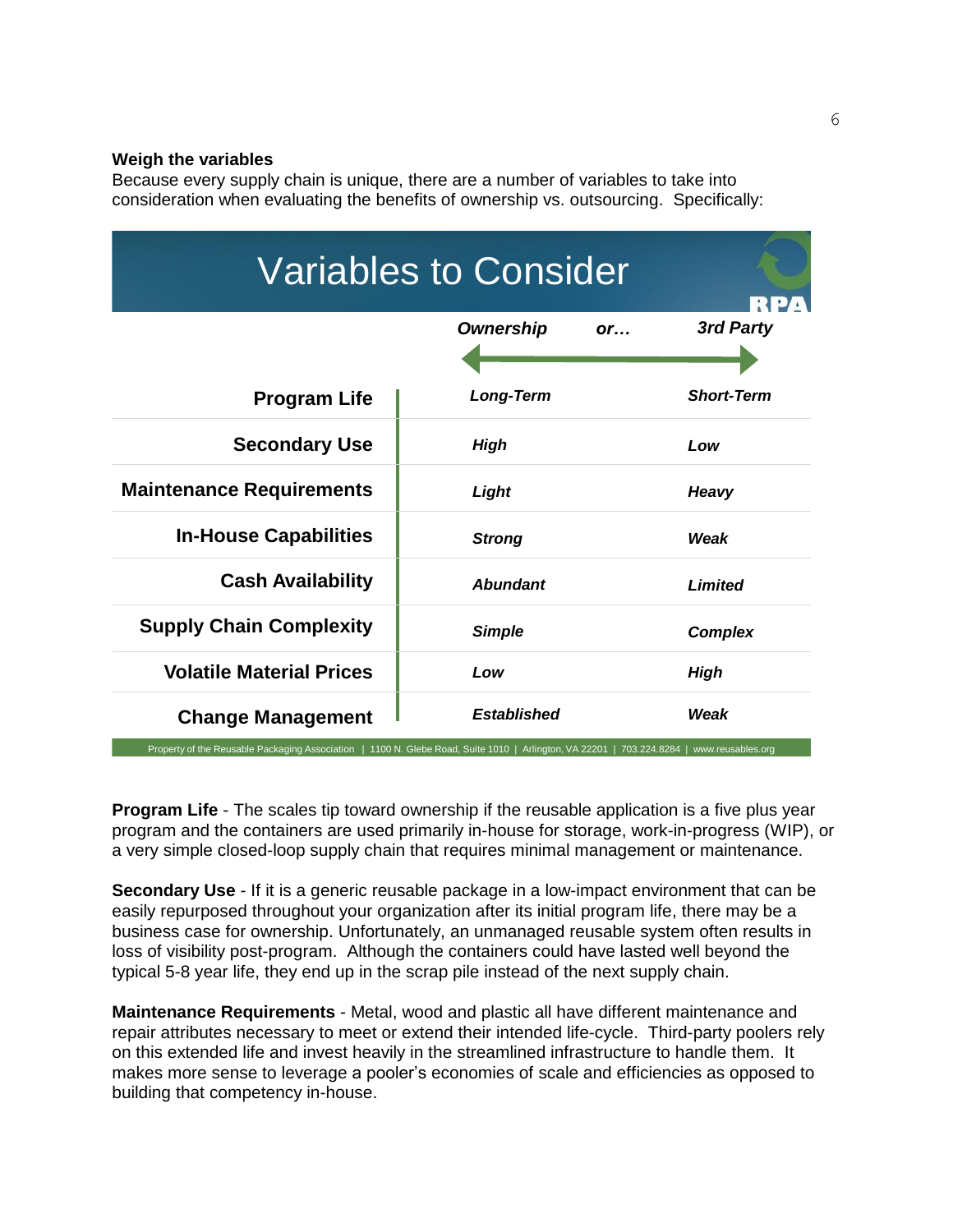**Weigh the variables**

Because every supply chain is unique, there are a number of variables to take into consideration when evaluating the benefits of ownership vs. outsourcing. Specifically:

## Variables to Consider

| | *Ownership* | *or…* | *3rd Party* |
|---|---|---|---|
| **Program Life** | *Long-Term* | | *Short-Term* |
| **Secondary Use** | *High* | | *Low* |
| **Maintenance Requirements** | *Light* | | *Heavy* |
| **In-House Capabilities** | *Strong* | | *Weak* |
| **Cash Availability** | *Abundant* | | *Limited* |
| **Supply Chain Complexity** | *Simple* | | *Complex* |
| **Volatile Material Prices** | *Low* | | *High* |
| **Change Management** | *Established* | | *Weak* |

Property of the Reusable Packaging Association | 1100 N. Glebe Road, Suite 1010 | Arlington, VA 22201 | 703.224.8284 | www.reusables.org

**Program Life** - The scales tip toward ownership if the reusable application is a five plus year program and the containers are used primarily in-house for storage, work-in-progress (WIP), or a very simple closed-loop supply chain that requires minimal management or maintenance.

**Secondary Use** - If it is a generic reusable package in a low-impact environment that can be easily repurposed throughout your organization after its initial program life, there may be a business case for ownership. Unfortunately, an unmanaged reusable system often results in loss of visibility post-program. Although the containers could have lasted well beyond the typical 5-8 year life, they end up in the scrap pile instead of the next supply chain.

**Maintenance Requirements** - Metal, wood and plastic all have different maintenance and repair attributes necessary to meet or extend their intended life-cycle. Third-party poolers rely on this extended life and invest heavily in the streamlined infrastructure to handle them. It makes more sense to leverage a pooler's economies of scale and efficiencies as opposed to building that competency in-house.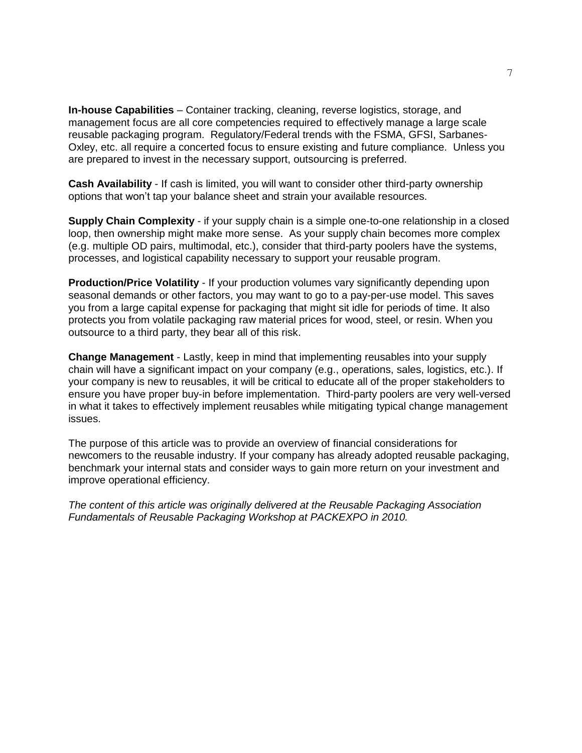**In-house Capabilities** – Container tracking, cleaning, reverse logistics, storage, and management focus are all core competencies required to effectively manage a large scale reusable packaging program. Regulatory/Federal trends with the FSMA, GFSI, Sarbanes-Oxley, etc. all require a concerted focus to ensure existing and future compliance. Unless you are prepared to invest in the necessary support, outsourcing is preferred.

**Cash Availability** - If cash is limited, you will want to consider other third-party ownership options that won't tap your balance sheet and strain your available resources.

**Supply Chain Complexity** - if your supply chain is a simple one-to-one relationship in a closed loop, then ownership might make more sense. As your supply chain becomes more complex (e.g. multiple OD pairs, multimodal, etc.), consider that third-party poolers have the systems, processes, and logistical capability necessary to support your reusable program.

**Production/Price Volatility** - If your production volumes vary significantly depending upon seasonal demands or other factors, you may want to go to a pay-per-use model. This saves you from a large capital expense for packaging that might sit idle for periods of time. It also protects you from volatile packaging raw material prices for wood, steel, or resin. When you outsource to a third party, they bear all of this risk.

**Change Management** - Lastly, keep in mind that implementing reusables into your supply chain will have a significant impact on your company (e.g., operations, sales, logistics, etc.). If your company is new to reusables, it will be critical to educate all of the proper stakeholders to ensure you have proper buy-in before implementation. Third-party poolers are very well-versed in what it takes to effectively implement reusables while mitigating typical change management issues.

The purpose of this article was to provide an overview of financial considerations for newcomers to the reusable industry. If your company has already adopted reusable packaging, benchmark your internal stats and consider ways to gain more return on your investment and improve operational efficiency.

*The content of this article was originally delivered at the Reusable Packaging Association Fundamentals of Reusable Packaging Workshop at PACKEXPO in 2010.*